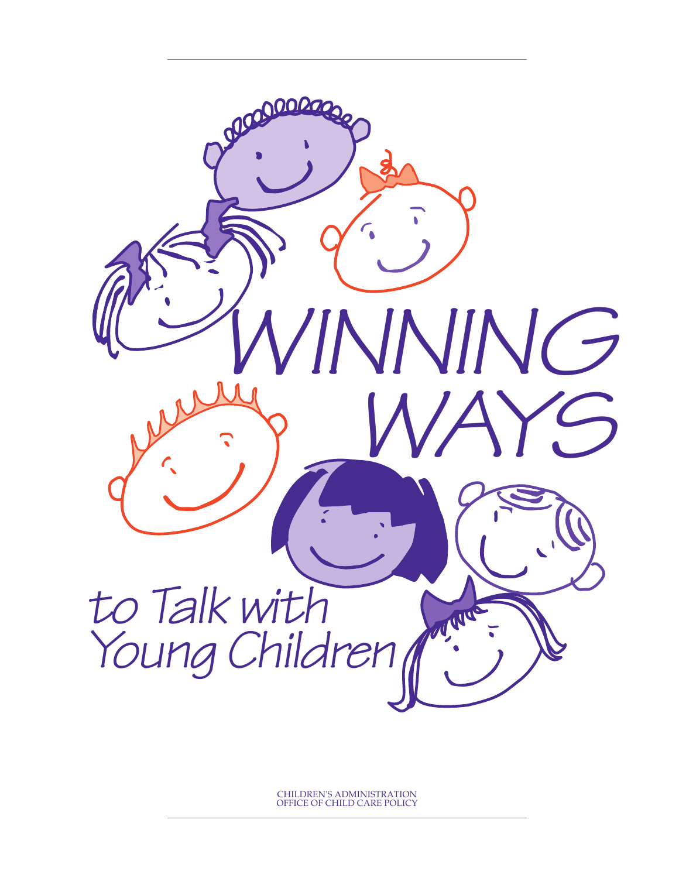# WINNING WAYS

## to Talk with Young Children

CHILDREN'S ADMINISTRATION
OFFICE OF CHILD CARE POLICY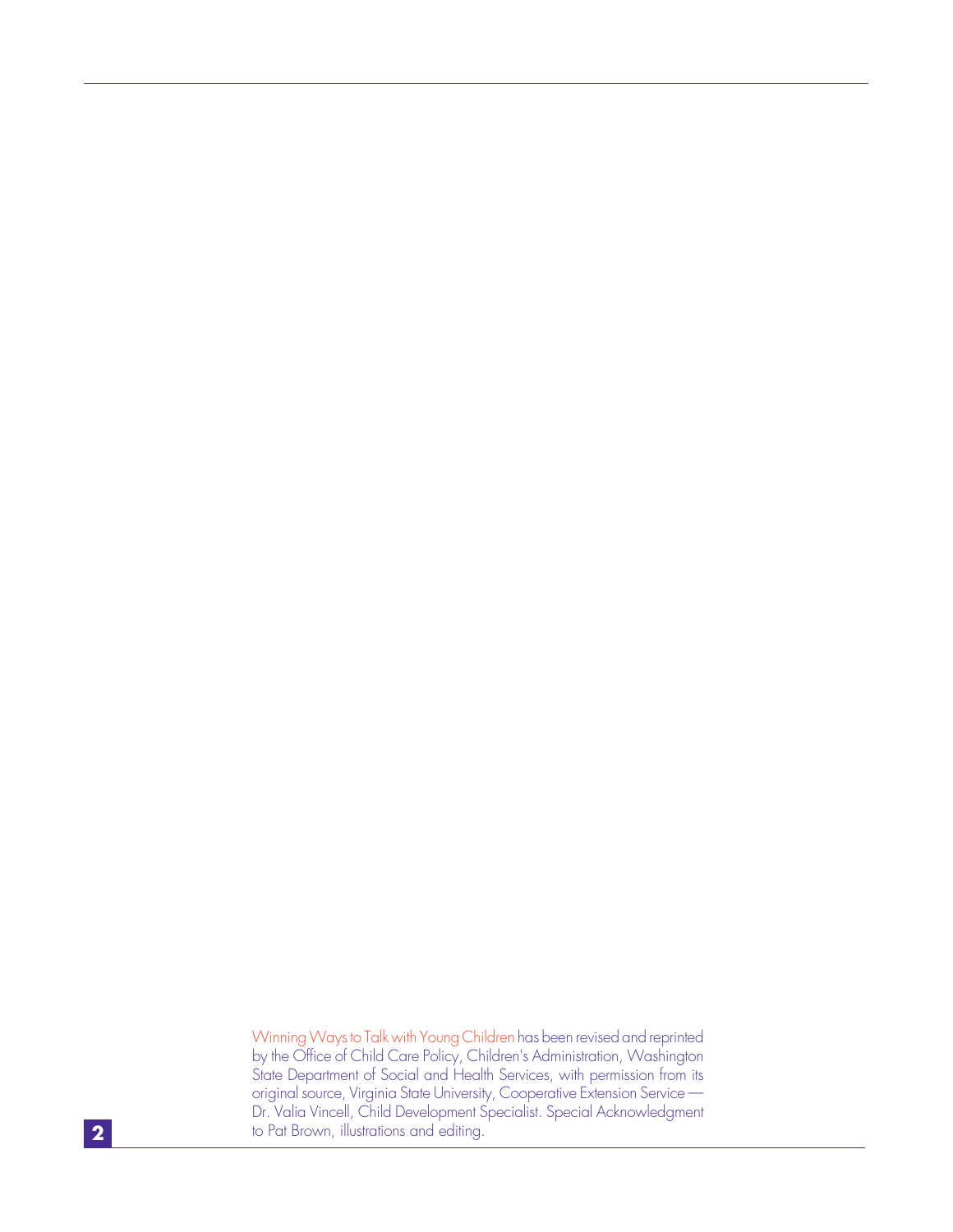*Winning Ways to Talk with Young Children* has been revised and reprinted by the Office of Child Care Policy, Children's Administration, Washington State Department of Social and Health Services, with permission from its original source, Virginia State University, Cooperative Extension Service — Dr. Valia Vincell, Child Development Specialist. Special Acknowledgment to Pat Brown, illustrations and editing.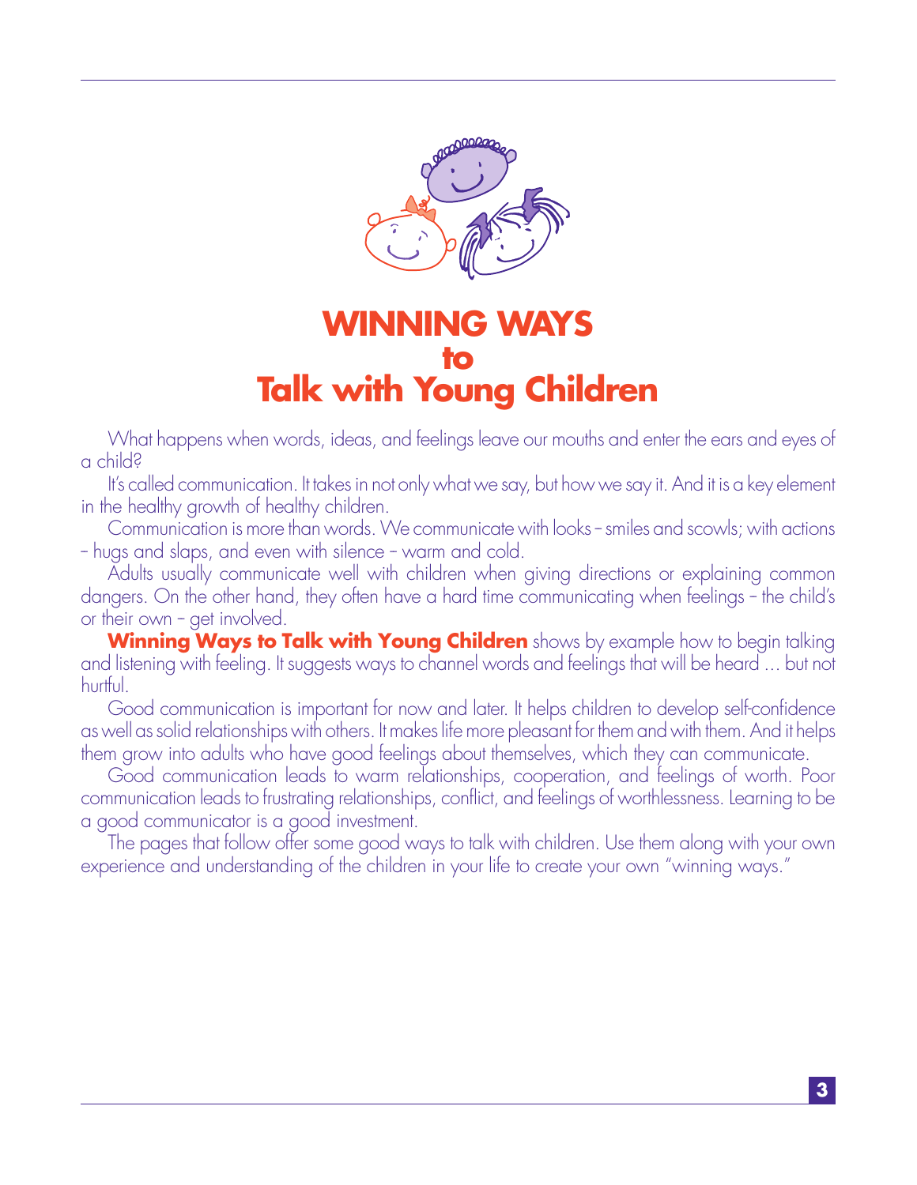# WINNING WAYS to Talk with Young Children

What happens when words, ideas, and feelings leave our mouths and enter the ears and eyes of a child?

It's called communication. It takes in not only what we say, but how we say it. And it is a key element in the healthy growth of healthy children.

Communication is more than words. We communicate with looks – smiles and scowls; with actions – hugs and slaps, and even with silence – warm and cold.

Adults usually communicate well with children when giving directions or explaining common dangers. On the other hand, they often have a hard time communicating when feelings – the child's or their own – get involved.

**Winning Ways to Talk with Young Children** shows by example how to begin talking and listening with feeling. It suggests ways to channel words and feelings that will be heard ... but not hurtful.

Good communication is important for now and later. It helps children to develop self-confidence as well as solid relationships with others. It makes life more pleasant for them and with them. And it helps them grow into adults who have good feelings about themselves, which they can communicate.

Good communication leads to warm relationships, cooperation, and feelings of worth. Poor communication leads to frustrating relationships, conflict, and feelings of worthlessness. Learning to be a good communicator is a good investment.

The pages that follow offer some good ways to talk with children. Use them along with your own experience and understanding of the children in your life to create your own "winning ways."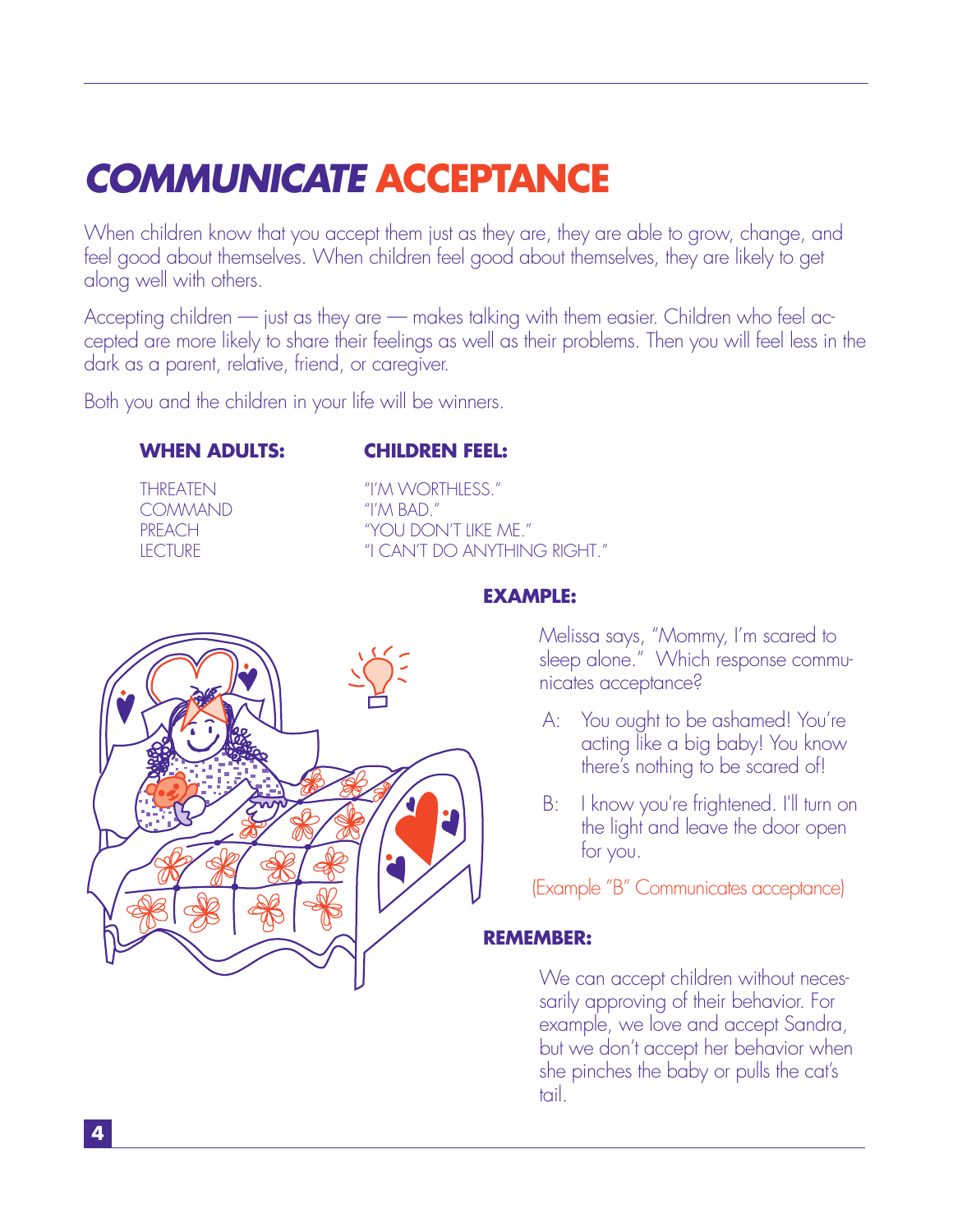# *COMMUNICATE* ACCEPTANCE

When children know that you accept them just as they are, they are able to grow, change, and feel good about themselves. When children feel good about themselves, they are likely to get along well with others.

Accepting children — just as they are — makes talking with them easier. Children who feel accepted are more likely to share their feelings as well as their problems. Then you will feel less in the dark as a parent, relative, friend, or caregiver.

Both you and the children in your life will be winners.

| **WHEN ADULTS:** | **CHILDREN FEEL:** |
| --- | --- |
| THREATEN | "I'M WORTHLESS." |
| COMMAND | "I'M BAD." |
| PREACH | "YOU DON'T LIKE ME." |
| LECTURE | "I CAN'T DO ANYTHING RIGHT." |

**EXAMPLE:**

Melissa says, "Mommy, I'm scared to sleep alone." Which response communicates acceptance?

A: You ought to be ashamed! You're acting like a big baby! You know there's nothing to be scared of!

B: I know you're frightened. I'll turn on the light and leave the door open for you.

(Example "B" Communicates acceptance)

**REMEMBER:**

We can accept children without necessarily approving of their behavior. For example, we love and accept Sandra, but we don't accept her behavior when she pinches the baby or pulls the cat's tail.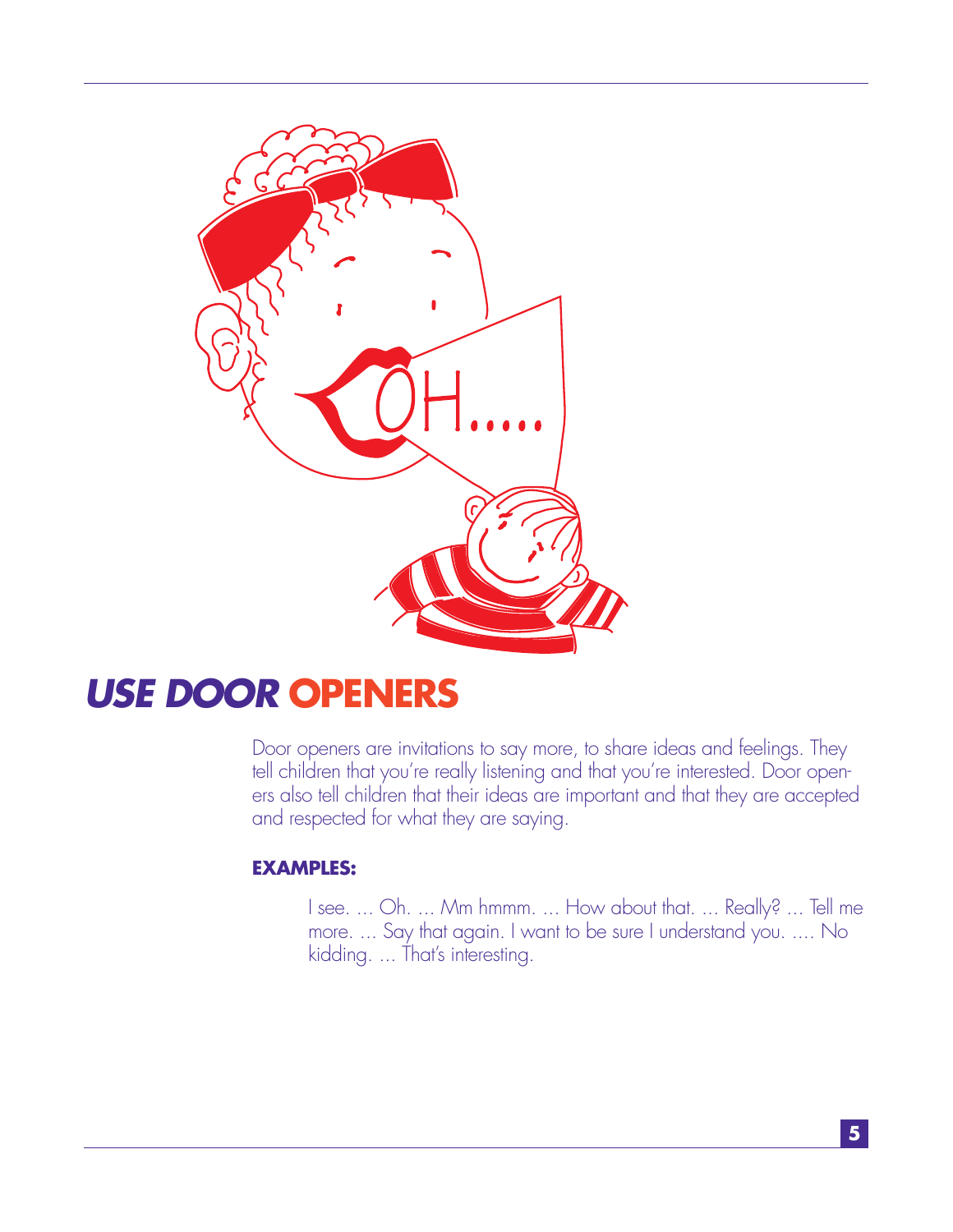# *USE DOOR* OPENERS

Door openers are invitations to say more, to share ideas and feelings. They tell children that you're really listening and that you're interested. Door openers also tell children that their ideas are important and that they are accepted and respected for what they are saying.

**EXAMPLES:**

I see. ... Oh. ... Mm hmmm. ... How about that. ... Really? ... Tell me more. ... Say that again. I want to be sure I understand you. .... No kidding. ... That's interesting.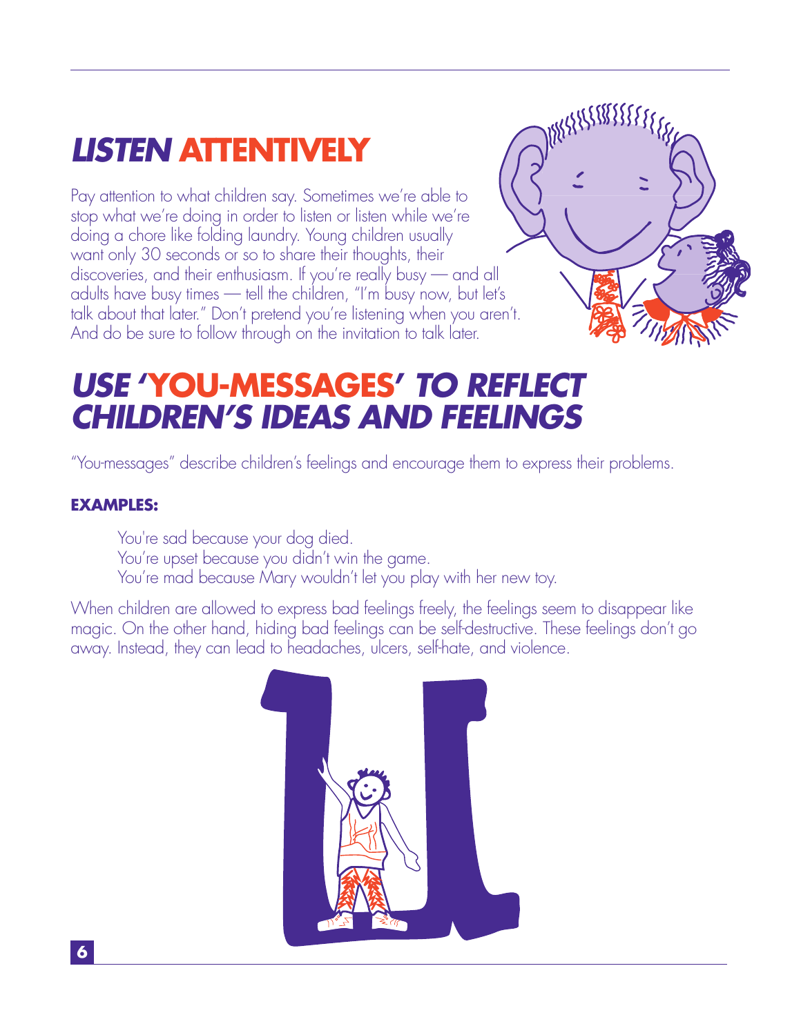## ***LISTEN* ATTENTIVELY**

Pay attention to what children say. Sometimes we're able to stop what we're doing in order to listen or listen while we're doing a chore like folding laundry. Young children usually want only 30 seconds or so to share their thoughts, their discoveries, and their enthusiasm. If you're really busy — and all adults have busy times — tell the children, "I'm busy now, but let's talk about that later." Don't pretend you're listening when you aren't. And do be sure to follow through on the invitation to talk later.

## ***USE* 'YOU-MESSAGES' *TO REFLECT CHILDREN'S IDEAS AND FEELINGS***

"You-messages" describe children's feelings and encourage them to express their problems.

**EXAMPLES:**

> You're sad because your dog died.
> You're upset because you didn't win the game.
> You're mad because Mary wouldn't let you play with her new toy.

When children are allowed to express bad feelings freely, the feelings seem to disappear like magic. On the other hand, hiding bad feelings can be self-destructive. These feelings don't go away. Instead, they can lead to headaches, ulcers, self-hate, and violence.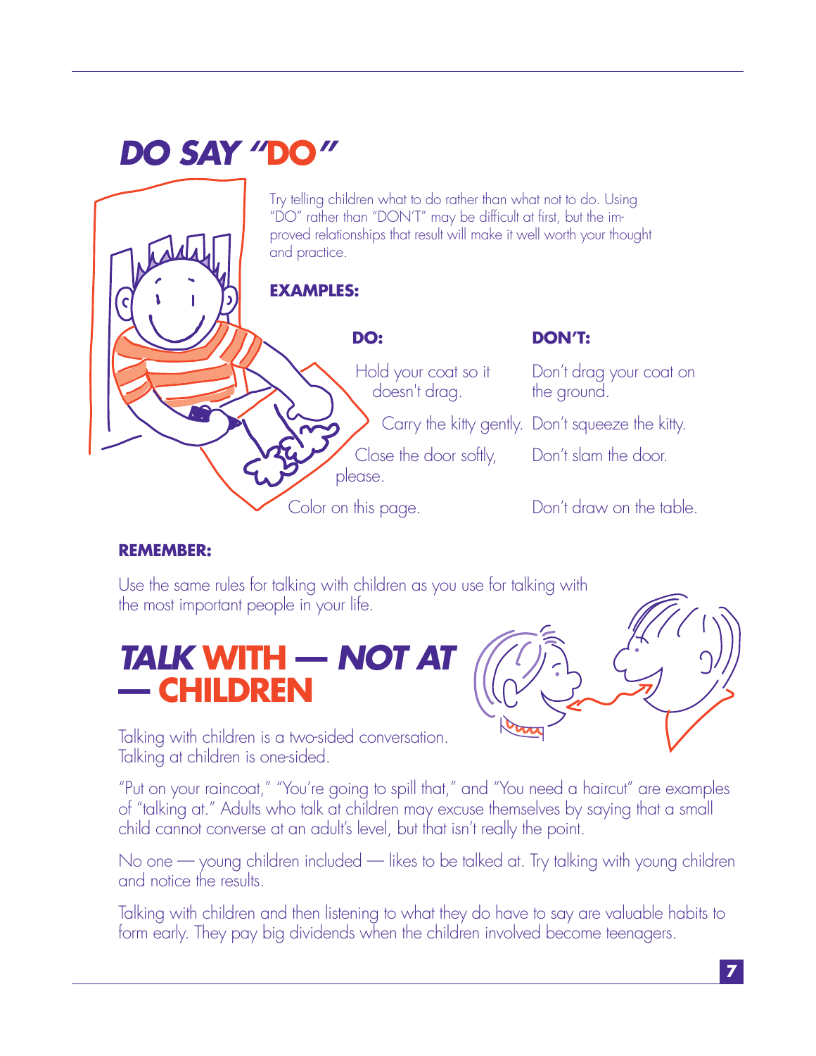## DO SAY "DO"

Try telling children what to do rather than what not to do. Using "DO" rather than "DON'T" may be difficult at first, but the improved relationships that result will make it well worth your thought and practice.

**EXAMPLES:**

| DO: | DON'T: |
| --- | --- |
| Hold your coat so it doesn't drag. | Don't drag your coat on the ground. |
| Carry the kitty gently. | Don't squeeze the kitty. |
| Close the door softly, please. | Don't slam the door. |
| Color on this page. | Don't draw on the table. |

**REMEMBER:**

Use the same rules for talking with children as you use for talking with the most important people in your life.

## TALK WITH — NOT AT — CHILDREN

Talking with children is a two-sided conversation. Talking at children is one-sided.

"Put on your raincoat," "You're going to spill that," and "You need a haircut" are examples of "talking at." Adults who talk at children may excuse themselves by saying that a small child cannot converse at an adult's level, but that isn't really the point.

No one — young children included — likes to be talked at. Try talking with young children and notice the results.

Talking with children and then listening to what they do have to say are valuable habits to form early. They pay big dividends when the children involved become teenagers.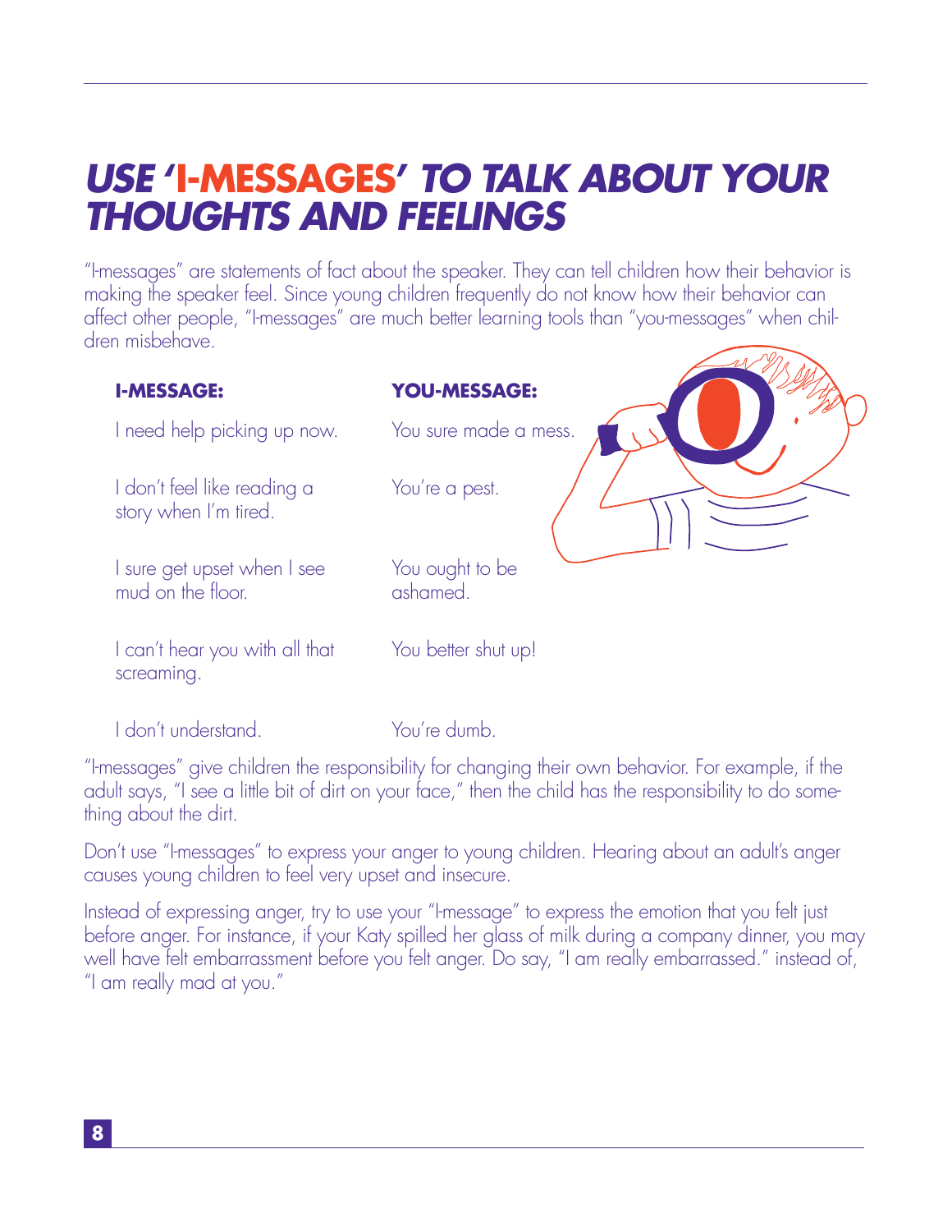# USE 'I-MESSAGES' TO TALK ABOUT YOUR THOUGHTS AND FEELINGS

"I-messages" are statements of fact about the speaker. They can tell children how their behavior is making the speaker feel. Since young children frequently do not know how their behavior can affect other people, "I-messages" are much better learning tools than "you-messages" when children misbehave.

| I-MESSAGE: | YOU-MESSAGE: |
|---|---|
| I need help picking up now. | You sure made a mess. |
| I don't feel like reading a story when I'm tired. | You're a pest. |
| I sure get upset when I see mud on the floor. | You ought to be ashamed. |
| I can't hear you with all that screaming. | You better shut up! |
| I don't understand. | You're dumb. |

"I-messages" give children the responsibility for changing their own behavior. For example, if the adult says, "I see a little bit of dirt on your face," then the child has the responsibility to do something about the dirt.

Don't use "I-messages" to express your anger to young children. Hearing about an adult's anger causes young children to feel very upset and insecure.

Instead of expressing anger, try to use your "I-message" to express the emotion that you felt just before anger. For instance, if your Katy spilled her glass of milk during a company dinner, you may well have felt embarrassment before you felt anger. Do say, "I am really embarrassed." instead of, "I am really mad at you."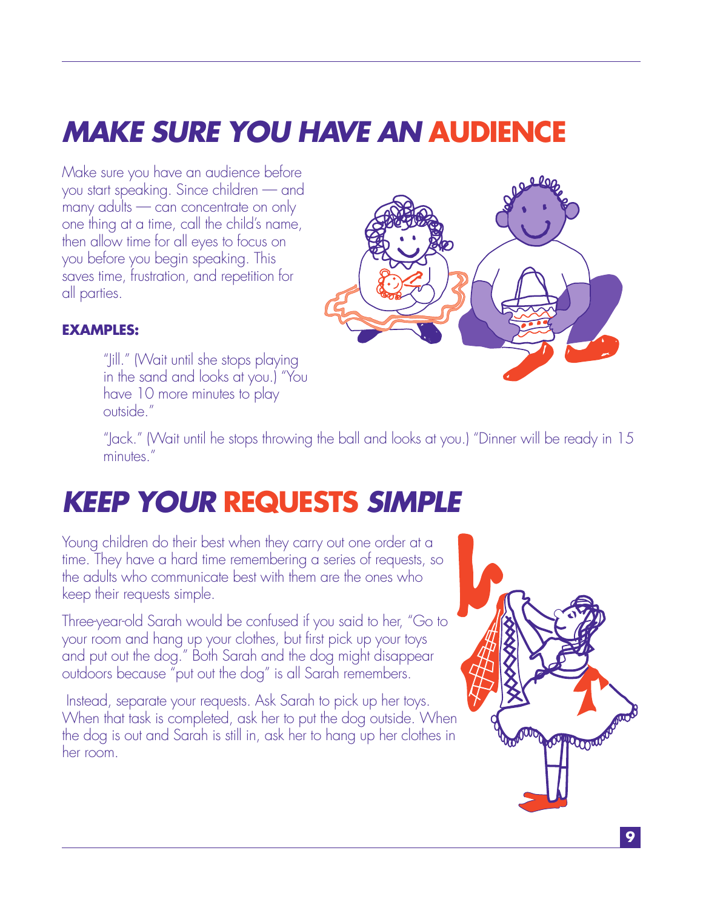# *MAKE SURE YOU HAVE AN* **AUDIENCE**

Make sure you have an audience before you start speaking. Since children — and many adults — can concentrate on only one thing at a time, call the child's name, then allow time for all eyes to focus on you before you begin speaking. This saves time, frustration, and repetition for all parties.

**EXAMPLES:**

> "Jill." (Wait until she stops playing in the sand and looks at you.) "You have 10 more minutes to play outside."
>
> "Jack." (Wait until he stops throwing the ball and looks at you.) "Dinner will be ready in 15 minutes."

# *KEEP YOUR* **REQUESTS** *SIMPLE*

Young children do their best when they carry out one order at a time. They have a hard time remembering a series of requests, so the adults who communicate best with them are the ones who keep their requests simple.

Three-year-old Sarah would be confused if you said to her, "Go to your room and hang up your clothes, but first pick up your toys and put out the dog." Both Sarah and the dog might disappear outdoors because "put out the dog" is all Sarah remembers.

Instead, separate your requests. Ask Sarah to pick up her toys. When that task is completed, ask her to put the dog outside. When the dog is out and Sarah is still in, ask her to hang up her clothes in her room.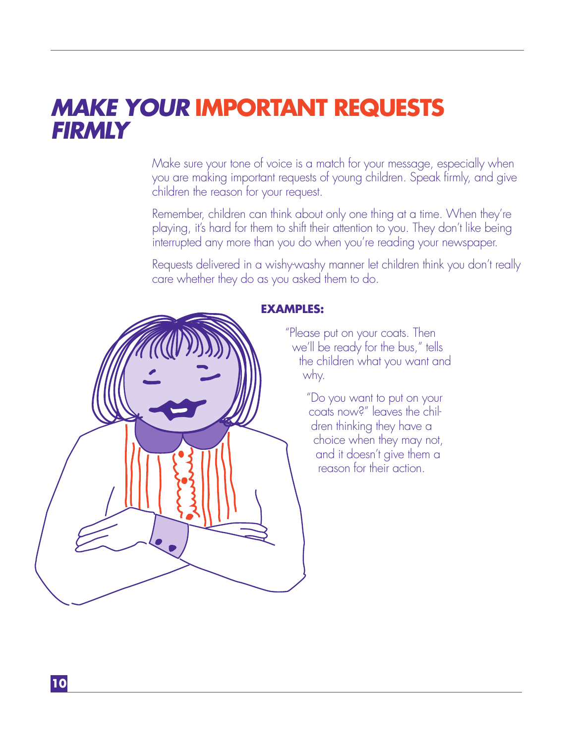# MAKE YOUR IMPORTANT REQUESTS FIRMLY

Make sure your tone of voice is a match for your message, especially when you are making important requests of young children. Speak firmly, and give children the reason for your request.

Remember, children can think about only one thing at a time. When they're playing, it's hard for them to shift their attention to you. They don't like being interrupted any more than you do when you're reading your newspaper.

Requests delivered in a wishy-washy manner let children think you don't really care whether they do as you asked them to do.

**EXAMPLES:**

"Please put on your coats. Then we'll be ready for the bus," tells the children what you want and why.

"Do you want to put on your coats now?" leaves the children thinking they have a choice when they may not, and it doesn't give them a reason for their action.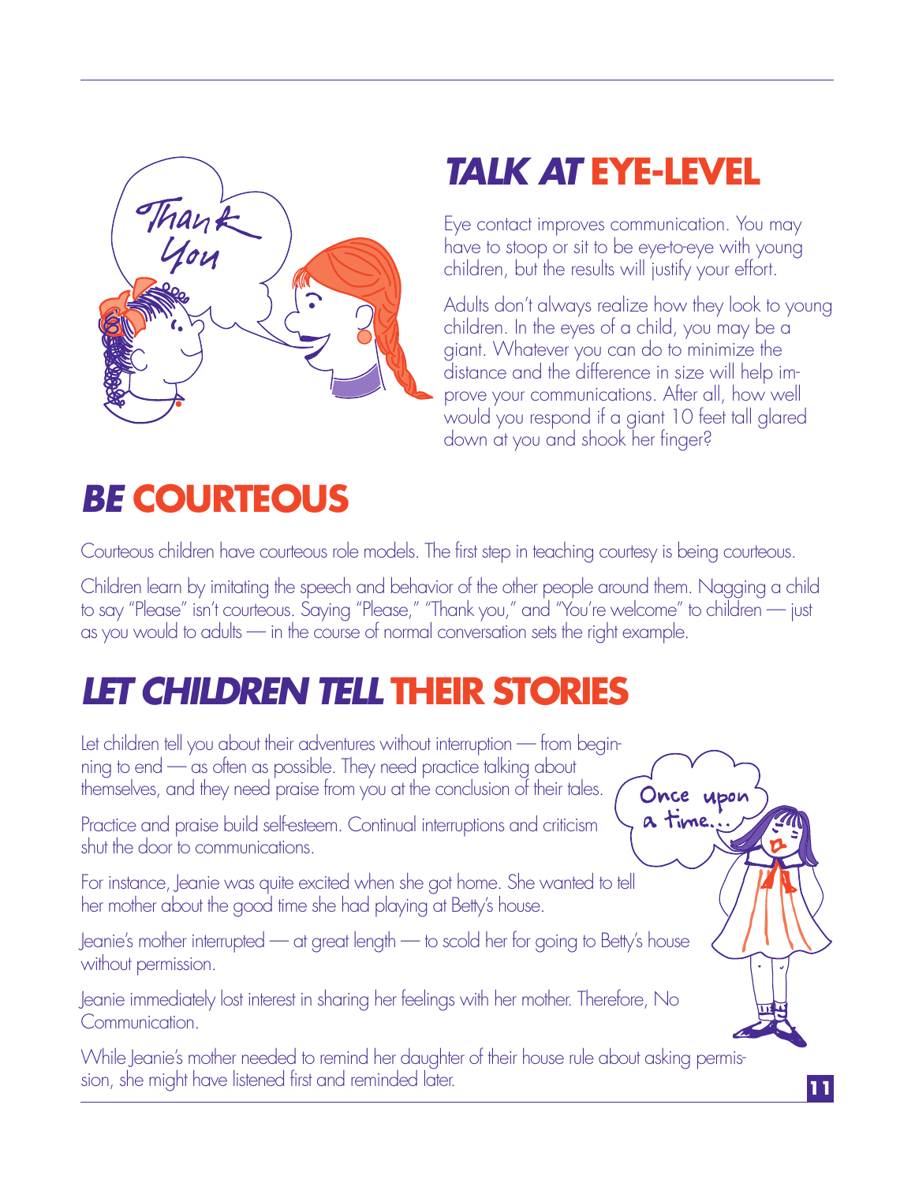## TALK AT EYE-LEVEL

Eye contact improves communication. You may have to stoop or sit to be eye-to-eye with young children, but the results will justify your effort.

Adults don't always realize how they look to young children. In the eyes of a child, you may be a giant. Whatever you can do to minimize the distance and the difference in size will help improve your communications. After all, how well would you respond if a giant 10 feet tall glared down at you and shook her finger?

## BE COURTEOUS

Courteous children have courteous role models. The first step in teaching courtesy is being courteous.

Children learn by imitating the speech and behavior of the other people around them. Nagging a child to say "Please" isn't courteous. Saying "Please," "Thank you," and "You're welcome" to children — just as you would to adults — in the course of normal conversation sets the right example.

## LET CHILDREN TELL THEIR STORIES

Let children tell you about their adventures without interruption — from beginning to end — as often as possible. They need practice talking about themselves, and they need praise from you at the conclusion of their tales.

Practice and praise build self-esteem. Continual interruptions and criticism shut the door to communications.

For instance, Jeanie was quite excited when she got home. She wanted to tell her mother about the good time she had playing at Betty's house.

Jeanie's mother interrupted — at great length — to scold her for going to Betty's house without permission.

Jeanie immediately lost interest in sharing her feelings with her mother. Therefore, No Communication.

While Jeanie's mother needed to remind her daughter of their house rule about asking permission, she might have listened first and reminded later.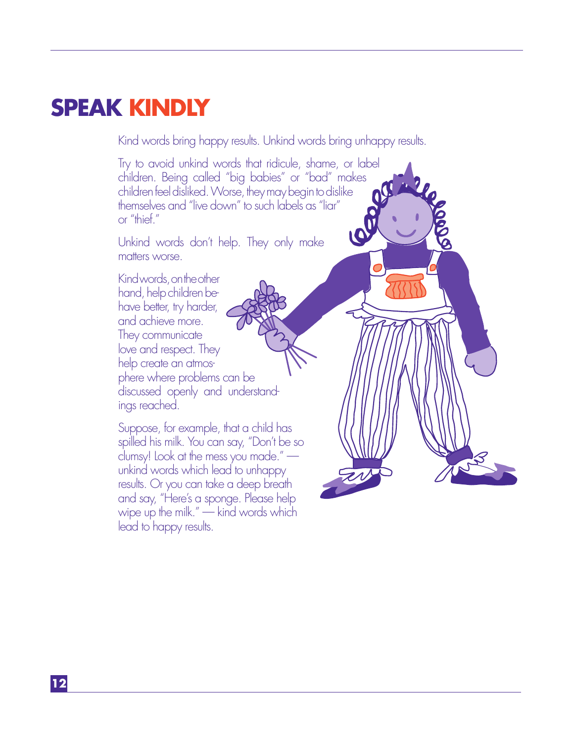# SPEAK KINDLY

Kind words bring happy results. Unkind words bring unhappy results.

Try to avoid unkind words that ridicule, shame, or label children. Being called "big babies" or "bad" makes children feel disliked. Worse, they may begin to dislike themselves and "live down" to such labels as "liar" or "thief."

Unkind words don't help. They only make matters worse.

Kind words, on the other hand, help children behave better, try harder, and achieve more. They communicate love and respect. They help create an atmosphere where problems can be discussed openly and understandings reached.

Suppose, for example, that a child has spilled his milk. You can say, "Don't be so clumsy! Look at the mess you made." — unkind words which lead to unhappy results. Or you can take a deep breath and say, "Here's a sponge. Please help wipe up the milk." — kind words which lead to happy results.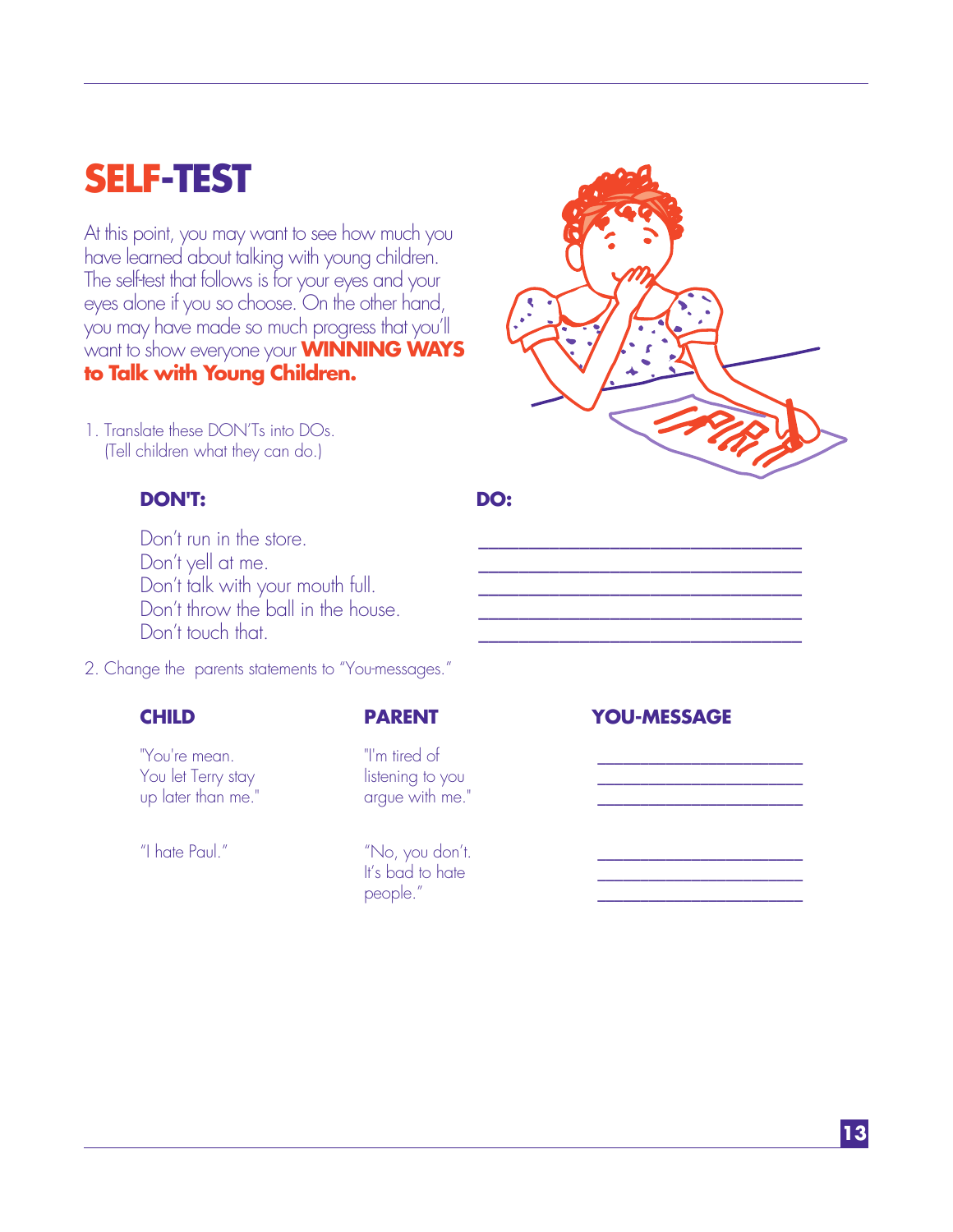# SELF-TEST

At this point, you may want to see how much you have learned about talking with young children. The self-test that follows is for your eyes and your eyes alone if you so choose. On the other hand, you may have made so much progress that you'll want to show everyone your **WINNING WAYS to Talk with Young Children.**

1. Translate these DON'Ts into DOs.
   (Tell children what they can do.)

| DON'T: | DO: |
| --- | --- |
| Don't run in the store. | ______________________________ |
| Don't yell at me. | ______________________________ |
| Don't talk with your mouth full. | ______________________________ |
| Don't throw the ball in the house. | ______________________________ |
| Don't touch that. | ______________________________ |

2. Change the parents statements to "You-messages."

| CHILD | PARENT | YOU-MESSAGE |
| --- | --- | --- |
| "You're mean. You let Terry stay up later than me." | "I'm tired of listening to you argue with me." | ______________________ ______________________ ______________________ |
| "I hate Paul." | "No, you don't. It's bad to hate people." | ______________________ ______________________ ______________________ |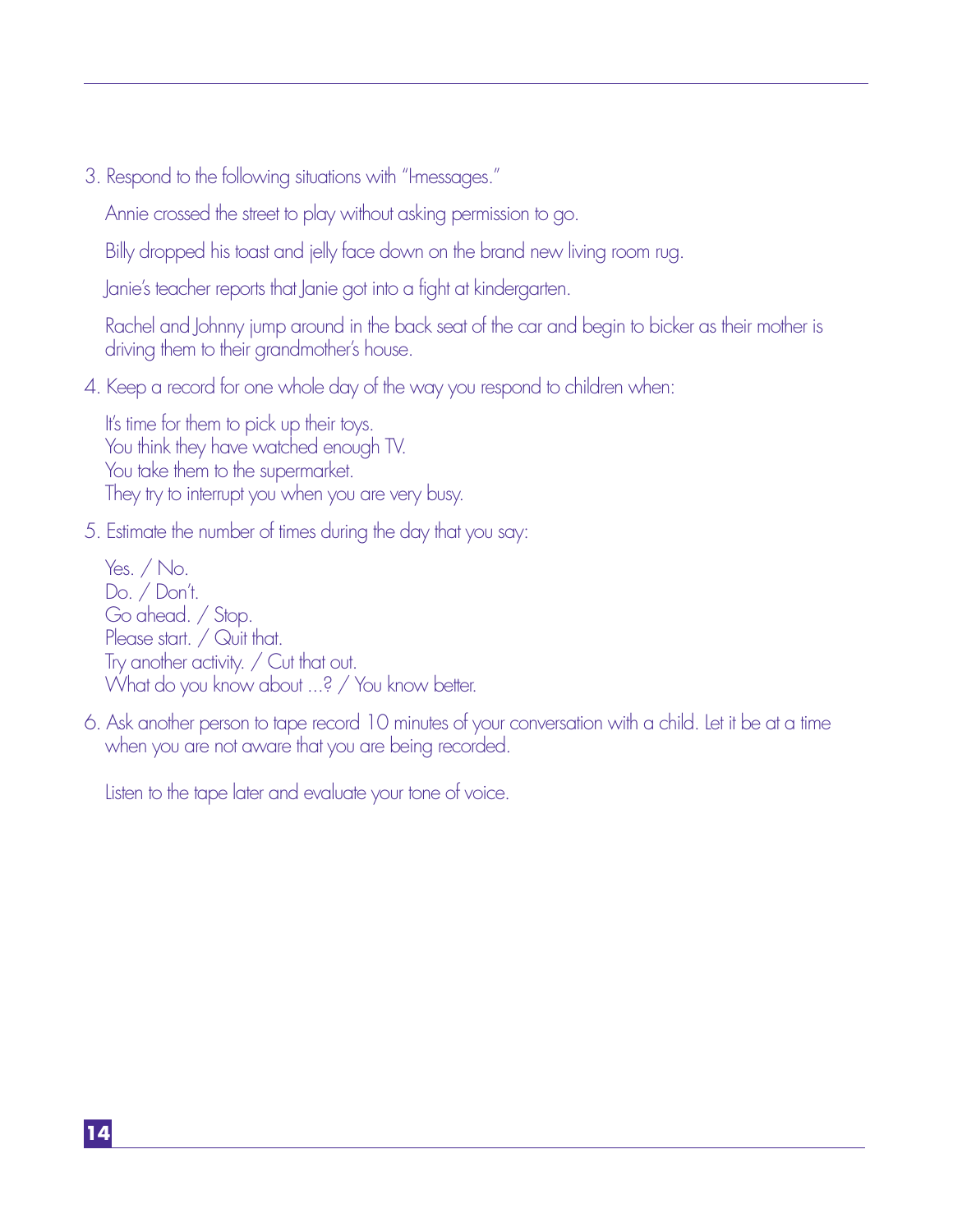3. Respond to the following situations with "I-messages."

   Annie crossed the street to play without asking permission to go.

   Billy dropped his toast and jelly face down on the brand new living room rug.

   Janie's teacher reports that Janie got into a fight at kindergarten.

   Rachel and Johnny jump around in the back seat of the car and begin to bicker as their mother is driving them to their grandmother's house.

4. Keep a record for one whole day of the way you respond to children when:

   It's time for them to pick up their toys.
   You think they have watched enough TV.
   You take them to the supermarket.
   They try to interrupt you when you are very busy.

5. Estimate the number of times during the day that you say:

   Yes. / No.
   Do. / Don't.
   Go ahead. / Stop.
   Please start. / Quit that.
   Try another activity. / Cut that out.
   What do you know about ...? / You know better.

6. Ask another person to tape record 10 minutes of your conversation with a child. Let it be at a time when you are not aware that you are being recorded.

   Listen to the tape later and evaluate your tone of voice.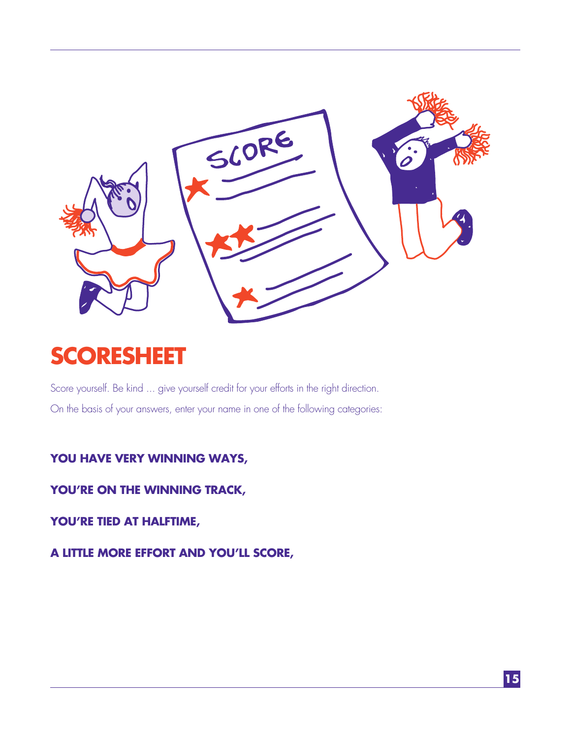# SCORESHEET

Score yourself. Be kind ... give yourself credit for your efforts in the right direction.

On the basis of your answers, enter your name in one of the following categories:

**YOU HAVE VERY WINNING WAYS,**

**YOU'RE ON THE WINNING TRACK,**

**YOU'RE TIED AT HALFTIME,**

**A LITTLE MORE EFFORT AND YOU'LL SCORE,**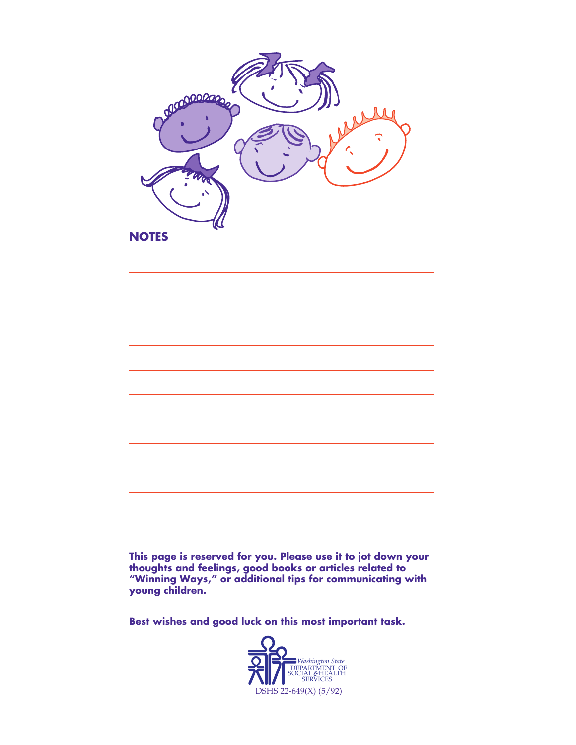## NOTES

**This page is reserved for you. Please use it to jot down your thoughts and feelings, good books or articles related to "Winning Ways," or additional tips for communicating with young children.**

**Best wishes and good luck on this most important task.**

*Washington State*
DEPARTMENT OF SOCIAL & HEALTH SERVICES

DSHS 22-649(X) (5/92)